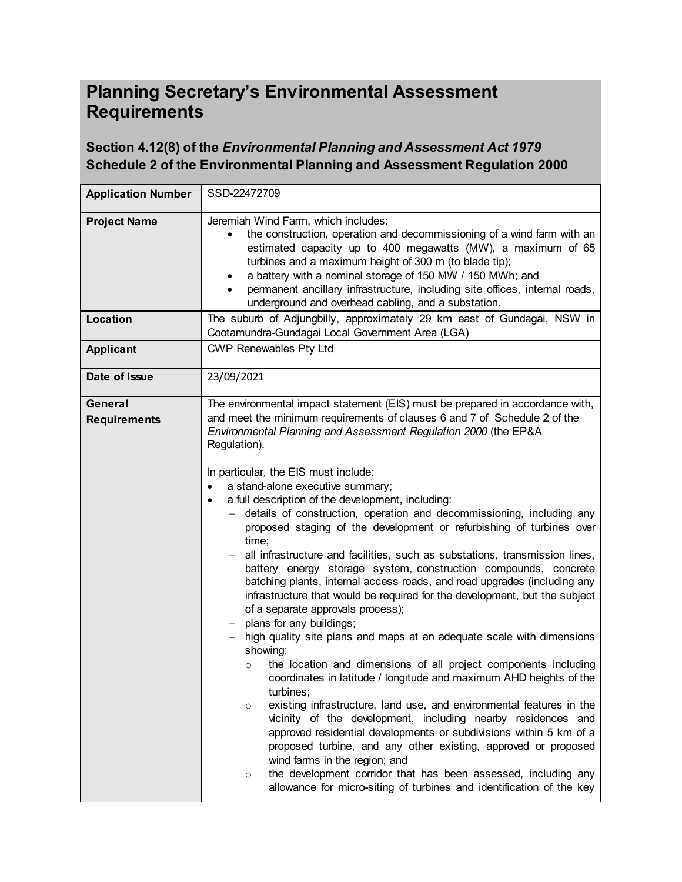# Planning Secretary's Environmental Assessment Requirements

## Section 4.12(8) of the *Environmental Planning and Assessment Act 1979* Schedule 2 of the Environmental Planning and Assessment Regulation 2000

| | |
|---|---|
| **Application Number** | SSD-22472709 |
| **Project Name** | Jeremiah Wind Farm, which includes:<br>• the construction, operation and decommissioning of a wind farm with an estimated capacity up to 400 megawatts (MW), a maximum of 65 turbines and a maximum height of 300 m (to blade tip);<br>• a battery with a nominal storage of 150 MW / 150 MWh; and<br>• permanent ancillary infrastructure, including site offices, internal roads, underground and overhead cabling, and a substation. |
| **Location** | The suburb of Adjungbilly, approximately 29 km east of Gundagai, NSW in Cootamundra-Gundagai Local Government Area (LGA) |
| **Applicant** | CWP Renewables Pty Ltd |
| **Date of Issue** | 23/09/2021 |
| **General Requirements** | The environmental impact statement (EIS) must be prepared in accordance with, and meet the minimum requirements of clauses 6 and 7 of Schedule 2 of the *Environmental Planning and Assessment Regulation 2000* (the EP&A Regulation).<br><br>In particular, the EIS must include:<br>• a stand-alone executive summary;<br>• a full description of the development, including:<br>&nbsp;&nbsp;– details of construction, operation and decommissioning, including any proposed staging of the development or refurbishing of turbines over time;<br>&nbsp;&nbsp;– all infrastructure and facilities, such as substations, transmission lines, battery energy storage system, construction compounds, concrete batching plants, internal access roads, and road upgrades (including any infrastructure that would be required for the development, but the subject of a separate approvals process);<br>&nbsp;&nbsp;– plans for any buildings;<br>&nbsp;&nbsp;– high quality site plans and maps at an adequate scale with dimensions showing:<br>&nbsp;&nbsp;&nbsp;&nbsp;○ the location and dimensions of all project components including coordinates in latitude / longitude and maximum AHD heights of the turbines;<br>&nbsp;&nbsp;&nbsp;&nbsp;○ existing infrastructure, land use, and environmental features in the vicinity of the development, including nearby residences and approved residential developments or subdivisions within 5 km of a proposed turbine, and any other existing, approved or proposed wind farms in the region; and<br>&nbsp;&nbsp;&nbsp;&nbsp;○ the development corridor that has been assessed, including any allowance for micro-siting of turbines and identification of the key |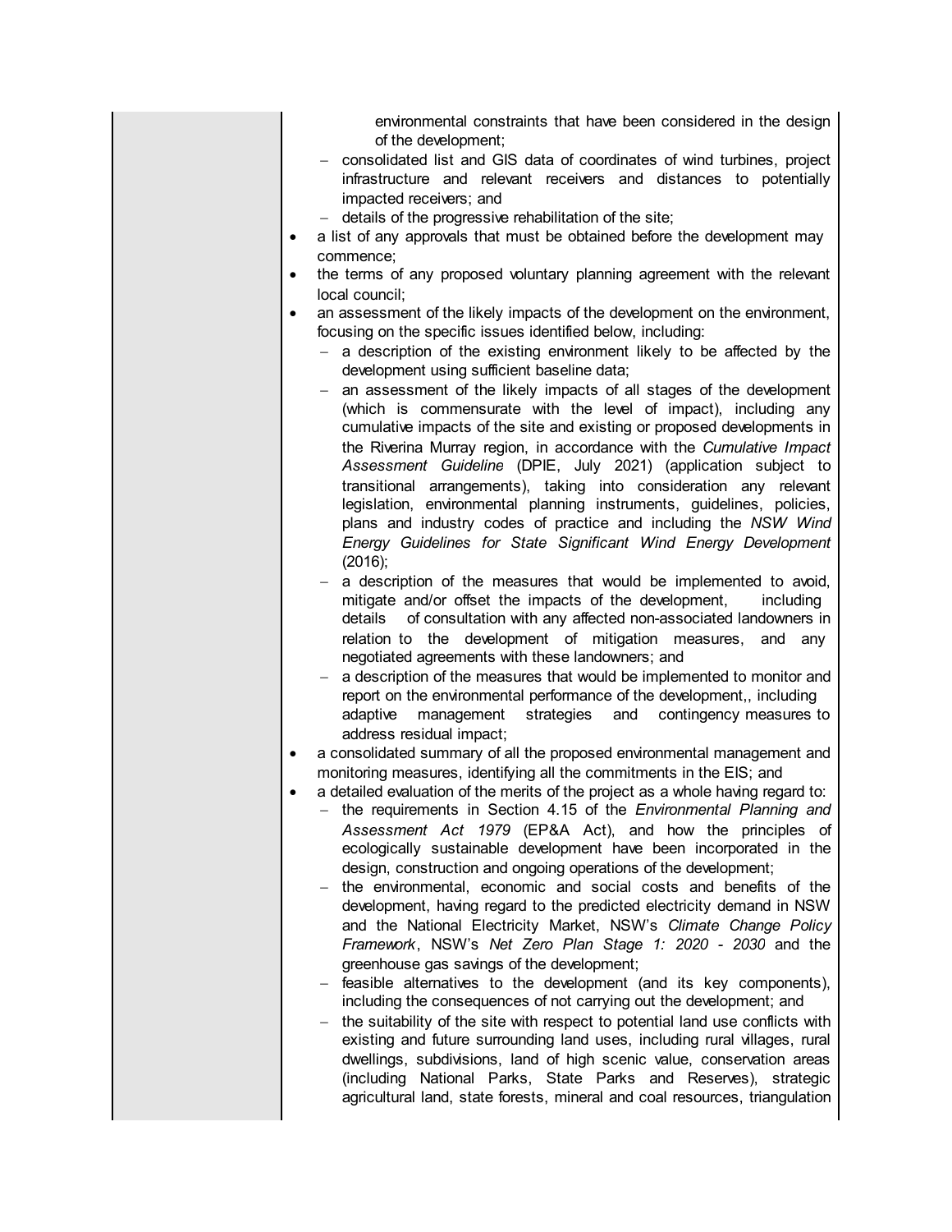environmental constraints that have been considered in the design of the development;
  - consolidated list and GIS data of coordinates of wind turbines, project infrastructure and relevant receivers and distances to potentially impacted receivers; and
  - details of the progressive rehabilitation of the site;
- a list of any approvals that must be obtained before the development may commence;
- the terms of any proposed voluntary planning agreement with the relevant local council;
- an assessment of the likely impacts of the development on the environment, focusing on the specific issues identified below, including:
  - a description of the existing environment likely to be affected by the development using sufficient baseline data;
  - an assessment of the likely impacts of all stages of the development (which is commensurate with the level of impact), including any cumulative impacts of the site and existing or proposed developments in the Riverina Murray region, in accordance with the *Cumulative Impact Assessment Guideline* (DPIE, July 2021) (application subject to transitional arrangements), taking into consideration any relevant legislation, environmental planning instruments, guidelines, policies, plans and industry codes of practice and including the *NSW Wind Energy Guidelines for State Significant Wind Energy Development* (2016);
  - a description of the measures that would be implemented to avoid, mitigate and/or offset the impacts of the development, including details of consultation with any affected non-associated landowners in relation to the development of mitigation measures, and any negotiated agreements with these landowners; and
  - a description of the measures that would be implemented to monitor and report on the environmental performance of the development,, including adaptive management strategies and contingency measures to address residual impact;
- a consolidated summary of all the proposed environmental management and monitoring measures, identifying all the commitments in the EIS; and
- a detailed evaluation of the merits of the project as a whole having regard to:
  - the requirements in Section 4.15 of the *Environmental Planning and Assessment Act 1979* (EP&A Act), and how the principles of ecologically sustainable development have been incorporated in the design, construction and ongoing operations of the development;
  - the environmental, economic and social costs and benefits of the development, having regard to the predicted electricity demand in NSW and the National Electricity Market, NSW's *Climate Change Policy Framework*, NSW's *Net Zero Plan Stage 1: 2020 - 2030* and the greenhouse gas savings of the development;
  - feasible alternatives to the development (and its key components), including the consequences of not carrying out the development; and
  - the suitability of the site with respect to potential land use conflicts with existing and future surrounding land uses, including rural villages, rural dwellings, subdivisions, land of high scenic value, conservation areas (including National Parks, State Parks and Reserves), strategic agricultural land, state forests, mineral and coal resources, triangulation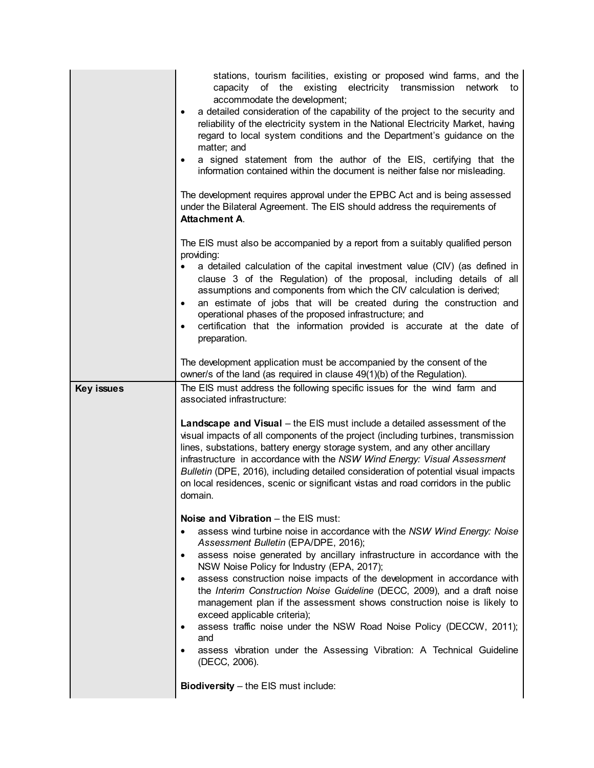| | |
|---|---|
| | stations, tourism facilities, existing or proposed wind farms, and the capacity of the existing electricity transmission network to accommodate the development;<br>• a detailed consideration of the capability of the project to the security and reliability of the electricity system in the National Electricity Market, having regard to local system conditions and the Department's guidance on the matter; and<br>• a signed statement from the author of the EIS, certifying that the information contained within the document is neither false nor misleading.<br><br>The development requires approval under the EPBC Act and is being assessed under the Bilateral Agreement. The EIS should address the requirements of **Attachment A**.<br><br>The EIS must also be accompanied by a report from a suitably qualified person providing:<br>• a detailed calculation of the capital investment value (CIV) (as defined in clause 3 of the Regulation) of the proposal, including details of all assumptions and components from which the CIV calculation is derived;<br>• an estimate of jobs that will be created during the construction and operational phases of the proposed infrastructure; and<br>• certification that the information provided is accurate at the date of preparation.<br><br>The development application must be accompanied by the consent of the owner/s of the land (as required in clause 49(1)(b) of the Regulation). |
| **Key issues** | The EIS must address the following specific issues for the wind farm and associated infrastructure:<br><br>**Landscape and Visual** – the EIS must include a detailed assessment of the visual impacts of all components of the project (including turbines, transmission lines, substations, battery energy storage system, and any other ancillary infrastructure in accordance with the *NSW Wind Energy: Visual Assessment Bulletin* (DPE, 2016), including detailed consideration of potential visual impacts on local residences, scenic or significant vistas and road corridors in the public domain.<br><br>**Noise and Vibration** – the EIS must:<br>• assess wind turbine noise in accordance with the *NSW Wind Energy: Noise Assessment Bulletin* (EPA/DPE, 2016);<br>• assess noise generated by ancillary infrastructure in accordance with the NSW Noise Policy for Industry (EPA, 2017);<br>• assess construction noise impacts of the development in accordance with the *Interim Construction Noise Guideline* (DECC, 2009), and a draft noise management plan if the assessment shows construction noise is likely to exceed applicable criteria);<br>• assess traffic noise under the NSW Road Noise Policy (DECCW, 2011); and<br>• assess vibration under the Assessing Vibration: A Technical Guideline (DECC, 2006).<br><br>**Biodiversity** – the EIS must include: |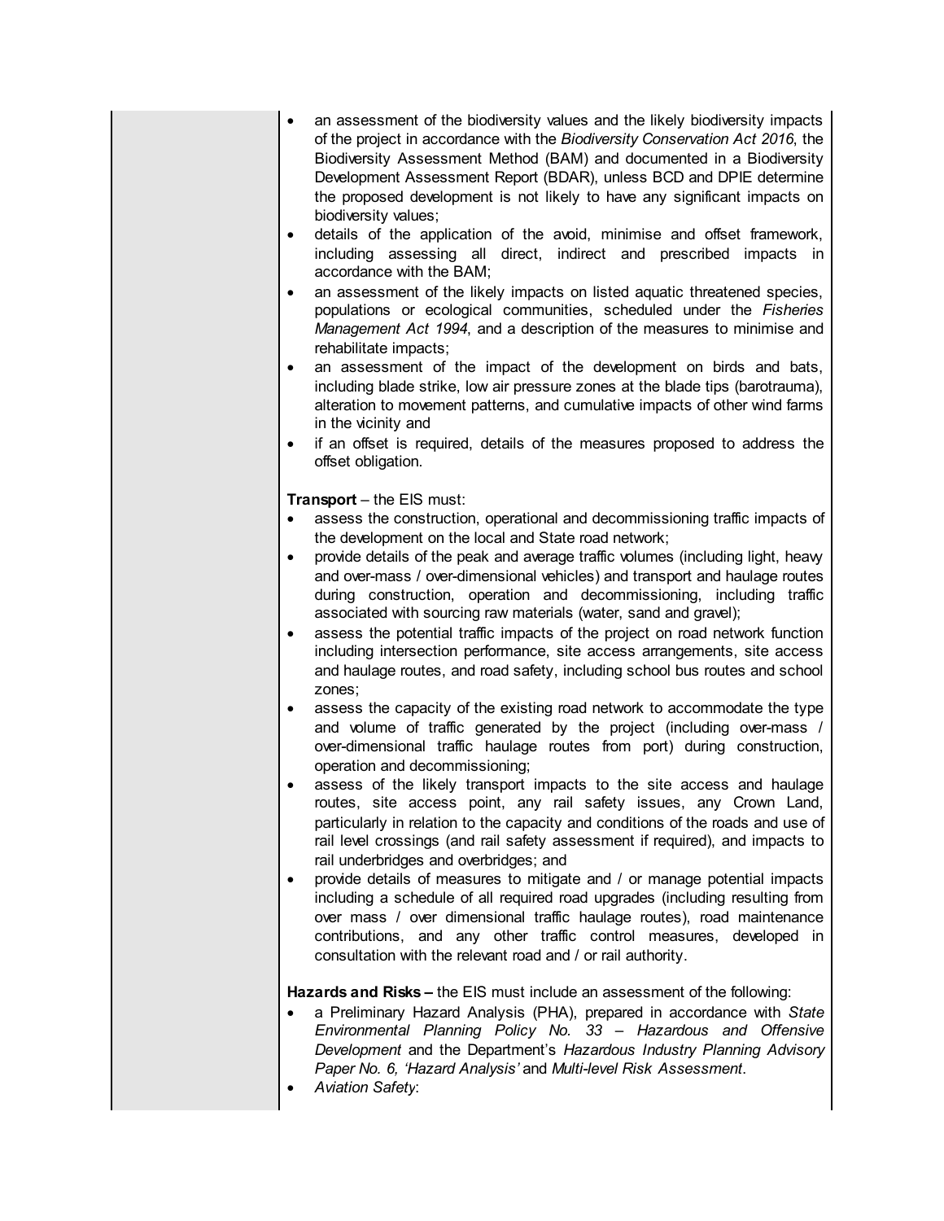- an assessment of the biodiversity values and the likely biodiversity impacts of the project in accordance with the *Biodiversity Conservation Act 2016*, the Biodiversity Assessment Method (BAM) and documented in a Biodiversity Development Assessment Report (BDAR), unless BCD and DPIE determine the proposed development is not likely to have any significant impacts on biodiversity values;
- details of the application of the avoid, minimise and offset framework, including assessing all direct, indirect and prescribed impacts in accordance with the BAM;
- an assessment of the likely impacts on listed aquatic threatened species, populations or ecological communities, scheduled under the *Fisheries Management Act 1994*, and a description of the measures to minimise and rehabilitate impacts;
- an assessment of the impact of the development on birds and bats, including blade strike, low air pressure zones at the blade tips (barotrauma), alteration to movement patterns, and cumulative impacts of other wind farms in the vicinity and
- if an offset is required, details of the measures proposed to address the offset obligation.

**Transport** – the EIS must:

- assess the construction, operational and decommissioning traffic impacts of the development on the local and State road network;
- provide details of the peak and average traffic volumes (including light, heavy and over-mass / over-dimensional vehicles) and transport and haulage routes during construction, operation and decommissioning, including traffic associated with sourcing raw materials (water, sand and gravel);
- assess the potential traffic impacts of the project on road network function including intersection performance, site access arrangements, site access and haulage routes, and road safety, including school bus routes and school zones;
- assess the capacity of the existing road network to accommodate the type and volume of traffic generated by the project (including over-mass / over-dimensional traffic haulage routes from port) during construction, operation and decommissioning;
- assess of the likely transport impacts to the site access and haulage routes, site access point, any rail safety issues, any Crown Land, particularly in relation to the capacity and conditions of the roads and use of rail level crossings (and rail safety assessment if required), and impacts to rail underbridges and overbridges; and
- provide details of measures to mitigate and / or manage potential impacts including a schedule of all required road upgrades (including resulting from over mass / over dimensional traffic haulage routes), road maintenance contributions, and any other traffic control measures, developed in consultation with the relevant road and / or rail authority.

**Hazards and Risks –** the EIS must include an assessment of the following:

- a Preliminary Hazard Analysis (PHA), prepared in accordance with *State Environmental Planning Policy No. 33 – Hazardous and Offensive Development* and the Department's *Hazardous Industry Planning Advisory Paper No. 6, 'Hazard Analysis'* and *Multi-level Risk Assessment*.
- *Aviation Safety*: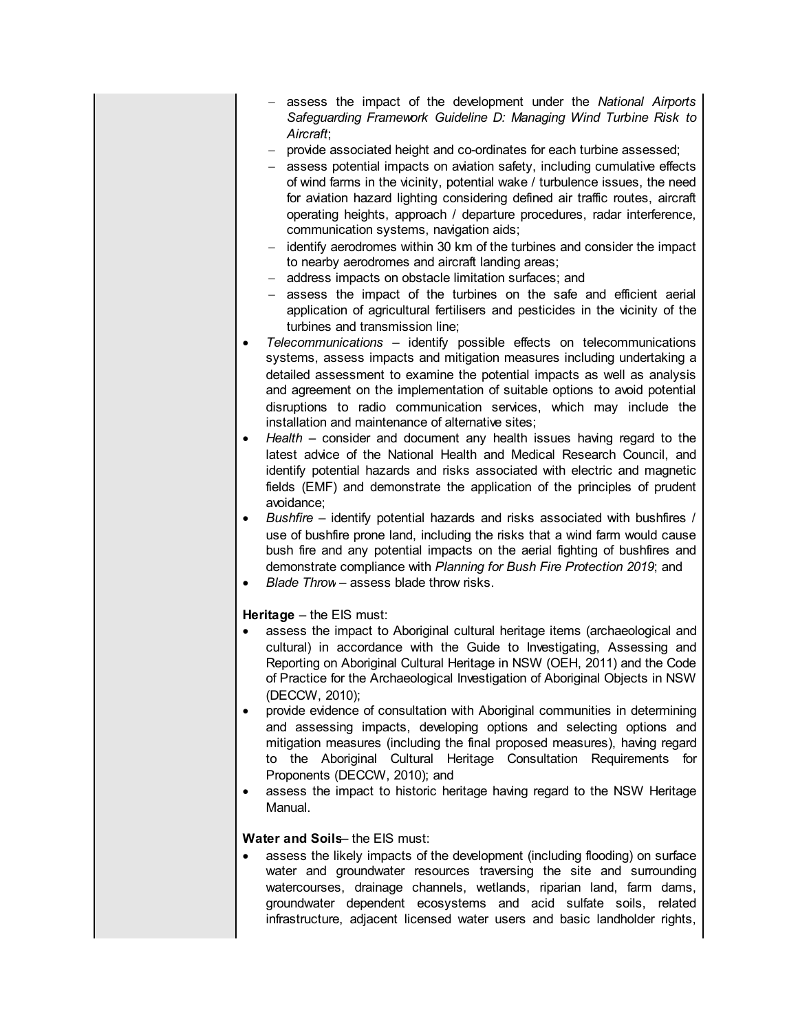- assess the impact of the development under the *National Airports Safeguarding Framework Guideline D: Managing Wind Turbine Risk to Aircraft*;
  - provide associated height and co-ordinates for each turbine assessed;
  - assess potential impacts on aviation safety, including cumulative effects of wind farms in the vicinity, potential wake / turbulence issues, the need for aviation hazard lighting considering defined air traffic routes, aircraft operating heights, approach / departure procedures, radar interference, communication systems, navigation aids;
  - identify aerodromes within 30 km of the turbines and consider the impact to nearby aerodromes and aircraft landing areas;
  - address impacts on obstacle limitation surfaces; and
  - assess the impact of the turbines on the safe and efficient aerial application of agricultural fertilisers and pesticides in the vicinity of the turbines and transmission line;
- *Telecommunications* – identify possible effects on telecommunications systems, assess impacts and mitigation measures including undertaking a detailed assessment to examine the potential impacts as well as analysis and agreement on the implementation of suitable options to avoid potential disruptions to radio communication services, which may include the installation and maintenance of alternative sites;
- *Health* – consider and document any health issues having regard to the latest advice of the National Health and Medical Research Council, and identify potential hazards and risks associated with electric and magnetic fields (EMF) and demonstrate the application of the principles of prudent avoidance;
- *Bushfire* – identify potential hazards and risks associated with bushfires / use of bushfire prone land, including the risks that a wind farm would cause bush fire and any potential impacts on the aerial fighting of bushfires and demonstrate compliance with *Planning for Bush Fire Protection 2019*; and
- *Blade Throw* – assess blade throw risks.

**Heritage** – the EIS must:

- assess the impact to Aboriginal cultural heritage items (archaeological and cultural) in accordance with the Guide to Investigating, Assessing and Reporting on Aboriginal Cultural Heritage in NSW (OEH, 2011) and the Code of Practice for the Archaeological Investigation of Aboriginal Objects in NSW (DECCW, 2010);
- provide evidence of consultation with Aboriginal communities in determining and assessing impacts, developing options and selecting options and mitigation measures (including the final proposed measures), having regard to the Aboriginal Cultural Heritage Consultation Requirements for Proponents (DECCW, 2010); and
- assess the impact to historic heritage having regard to the NSW Heritage Manual.

**Water and Soils**– the EIS must:

- assess the likely impacts of the development (including flooding) on surface water and groundwater resources traversing the site and surrounding watercourses, drainage channels, wetlands, riparian land, farm dams, groundwater dependent ecosystems and acid sulfate soils, related infrastructure, adjacent licensed water users and basic landholder rights,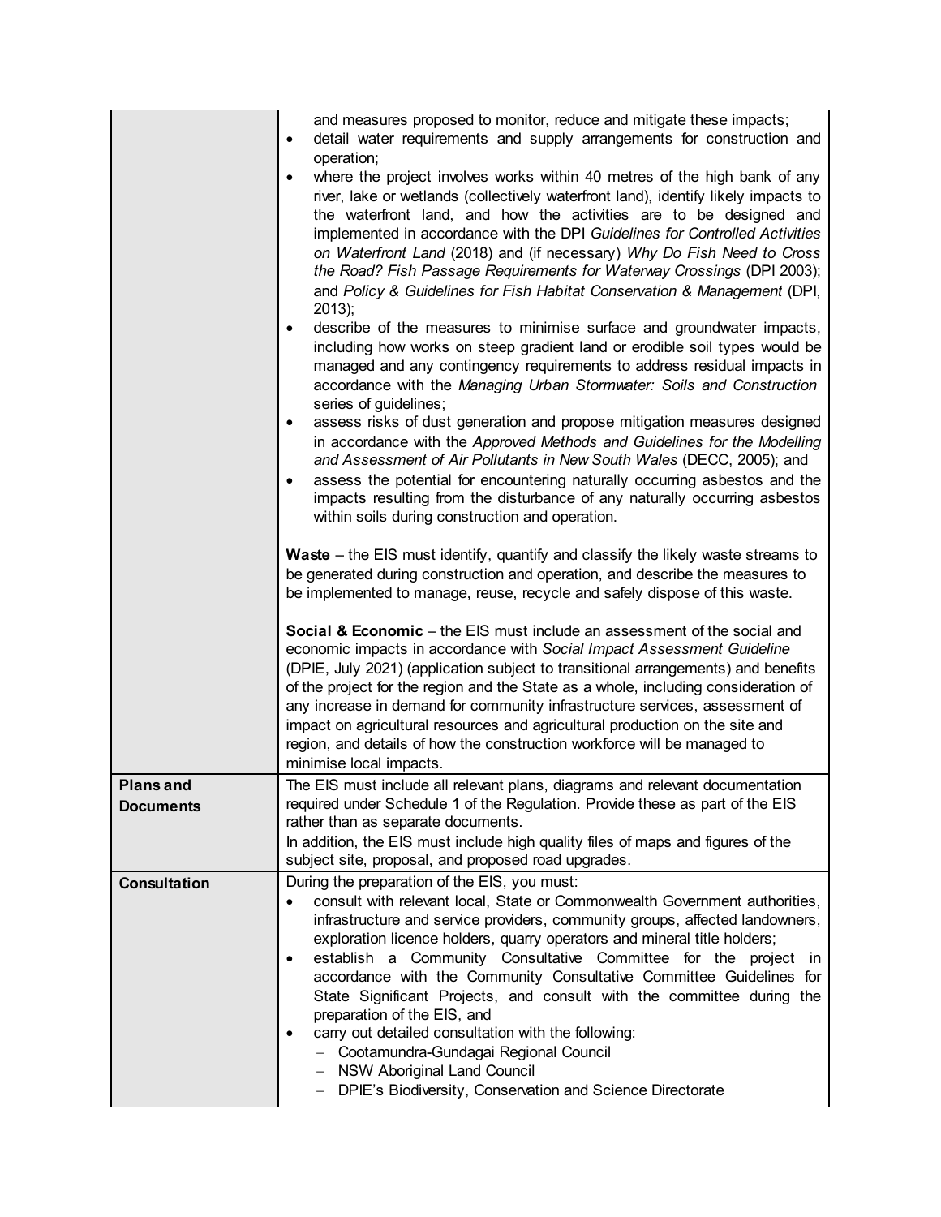| | |
|---|---|
| | and measures proposed to monitor, reduce and mitigate these impacts;<br>• detail water requirements and supply arrangements for construction and operation;<br>• where the project involves works within 40 metres of the high bank of any river, lake or wetlands (collectively waterfront land), identify likely impacts to the waterfront land, and how the activities are to be designed and implemented in accordance with the DPI *Guidelines for Controlled Activities on Waterfront Land* (2018) and (if necessary) *Why Do Fish Need to Cross the Road? Fish Passage Requirements for Waterway Crossings* (DPI 2003); and *Policy & Guidelines for Fish Habitat Conservation & Management* (DPI, 2013);<br>• describe of the measures to minimise surface and groundwater impacts, including how works on steep gradient land or erodible soil types would be managed and any contingency requirements to address residual impacts in accordance with the *Managing Urban Stormwater: Soils and Construction* series of guidelines;<br>• assess risks of dust generation and propose mitigation measures designed in accordance with the *Approved Methods and Guidelines for the Modelling and Assessment of Air Pollutants in New South Wales* (DECC, 2005); and<br>• assess the potential for encountering naturally occurring asbestos and the impacts resulting from the disturbance of any naturally occurring asbestos within soils during construction and operation.<br><br>**Waste** – the EIS must identify, quantify and classify the likely waste streams to be generated during construction and operation, and describe the measures to be implemented to manage, reuse, recycle and safely dispose of this waste.<br><br>**Social & Economic** – the EIS must include an assessment of the social and economic impacts in accordance with *Social Impact Assessment Guideline* (DPIE, July 2021) (application subject to transitional arrangements) and benefits of the project for the region and the State as a whole, including consideration of any increase in demand for community infrastructure services, assessment of impact on agricultural resources and agricultural production on the site and region, and details of how the construction workforce will be managed to minimise local impacts. |
| **Plans and Documents** | The EIS must include all relevant plans, diagrams and relevant documentation required under Schedule 1 of the Regulation. Provide these as part of the EIS rather than as separate documents.<br>In addition, the EIS must include high quality files of maps and figures of the subject site, proposal, and proposed road upgrades. |
| **Consultation** | During the preparation of the EIS, you must:<br>• consult with relevant local, State or Commonwealth Government authorities, infrastructure and service providers, community groups, affected landowners, exploration licence holders, quarry operators and mineral title holders;<br>• establish a Community Consultative Committee for the project in accordance with the Community Consultative Committee Guidelines for State Significant Projects, and consult with the committee during the preparation of the EIS, and<br>• carry out detailed consultation with the following:<br>  – Cootamundra-Gundagai Regional Council<br>  – NSW Aboriginal Land Council<br>  – DPIE's Biodiversity, Conservation and Science Directorate |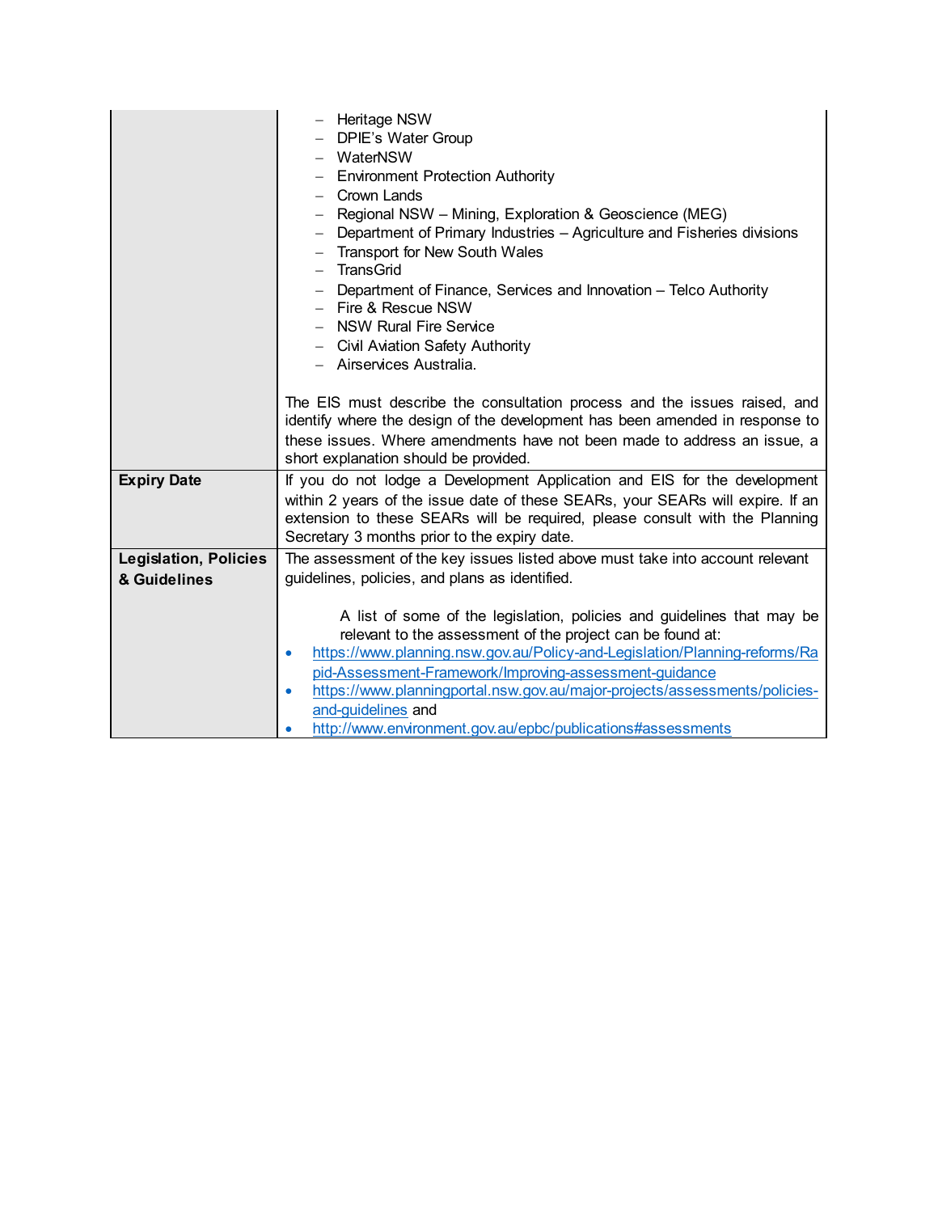| | |
|---|---|
| | – Heritage NSW<br>– DPIE's Water Group<br>– WaterNSW<br>– Environment Protection Authority<br>– Crown Lands<br>– Regional NSW – Mining, Exploration & Geoscience (MEG)<br>– Department of Primary Industries – Agriculture and Fisheries divisions<br>– Transport for New South Wales<br>– TransGrid<br>– Department of Finance, Services and Innovation – Telco Authority<br>– Fire & Rescue NSW<br>– NSW Rural Fire Service<br>– Civil Aviation Safety Authority<br>– Airservices Australia.<br><br>The EIS must describe the consultation process and the issues raised, and identify where the design of the development has been amended in response to these issues. Where amendments have not been made to address an issue, a short explanation should be provided. |
| **Expiry Date** | If you do not lodge a Development Application and EIS for the development within 2 years of the issue date of these SEARs, your SEARs will expire. If an extension to these SEARs will be required, please consult with the Planning Secretary 3 months prior to the expiry date. |
| **Legislation, Policies & Guidelines** | The assessment of the key issues listed above must take into account relevant guidelines, policies, and plans as identified.<br><br>A list of some of the legislation, policies and guidelines that may be relevant to the assessment of the project can be found at:<br>• https://www.planning.nsw.gov.au/Policy-and-Legislation/Planning-reforms/Rapid-Assessment-Framework/Improving-assessment-guidance<br>• https://www.planningportal.nsw.gov.au/major-projects/assessments/policies-and-guidelines and<br>• http://www.environment.gov.au/epbc/publications#assessments |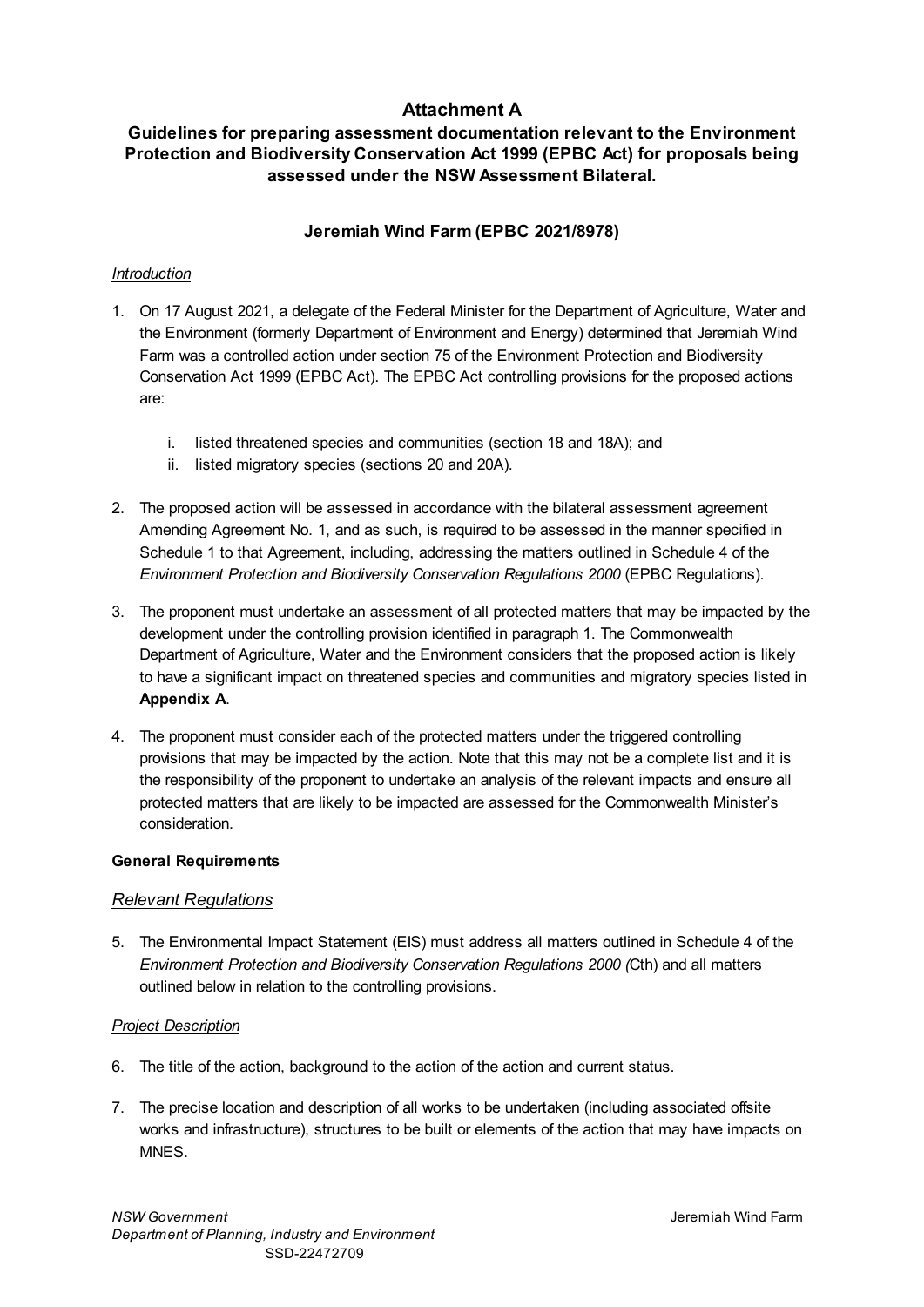# Attachment A

## Guidelines for preparing assessment documentation relevant to the Environment Protection and Biodiversity Conservation Act 1999 (EPBC Act) for proposals being assessed under the NSW Assessment Bilateral.

### Jeremiah Wind Farm (EPBC 2021/8978)

*Introduction*

1. On 17 August 2021, a delegate of the Federal Minister for the Department of Agriculture, Water and the Environment (formerly Department of Environment and Energy) determined that Jeremiah Wind Farm was a controlled action under section 75 of the Environment Protection and Biodiversity Conservation Act 1999 (EPBC Act). The EPBC Act controlling provisions for the proposed actions are:

    i. listed threatened species and communities (section 18 and 18A); and
    ii. listed migratory species (sections 20 and 20A).

2. The proposed action will be assessed in accordance with the bilateral assessment agreement Amending Agreement No. 1, and as such, is required to be assessed in the manner specified in Schedule 1 to that Agreement, including, addressing the matters outlined in Schedule 4 of the *Environment Protection and Biodiversity Conservation Regulations 2000* (EPBC Regulations).

3. The proponent must undertake an assessment of all protected matters that may be impacted by the development under the controlling provision identified in paragraph 1. The Commonwealth Department of Agriculture, Water and the Environment considers that the proposed action is likely to have a significant impact on threatened species and communities and migratory species listed in **Appendix A**.

4. The proponent must consider each of the protected matters under the triggered controlling provisions that may be impacted by the action. Note that this may not be a complete list and it is the responsibility of the proponent to undertake an analysis of the relevant impacts and ensure all protected matters that are likely to be impacted are assessed for the Commonwealth Minister's consideration.

**General Requirements**

*Relevant Regulations*

5. The Environmental Impact Statement (EIS) must address all matters outlined in Schedule 4 of the *Environment Protection and Biodiversity Conservation Regulations 2000 (*Cth) and all matters outlined below in relation to the controlling provisions.

*Project Description*

6. The title of the action, background to the action of the action and current status.

7. The precise location and description of all works to be undertaken (including associated offsite works and infrastructure), structures to be built or elements of the action that may have impacts on MNES.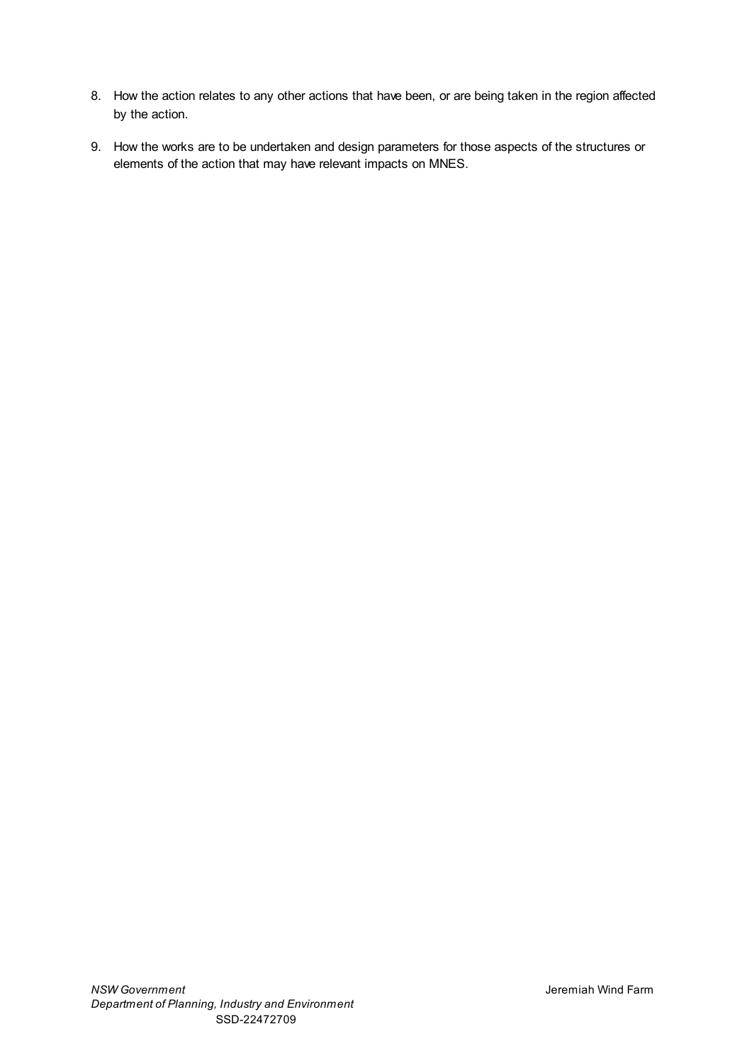8. How the action relates to any other actions that have been, or are being taken in the region affected by the action.
9. How the works are to be undertaken and design parameters for those aspects of the structures or elements of the action that may have relevant impacts on MNES.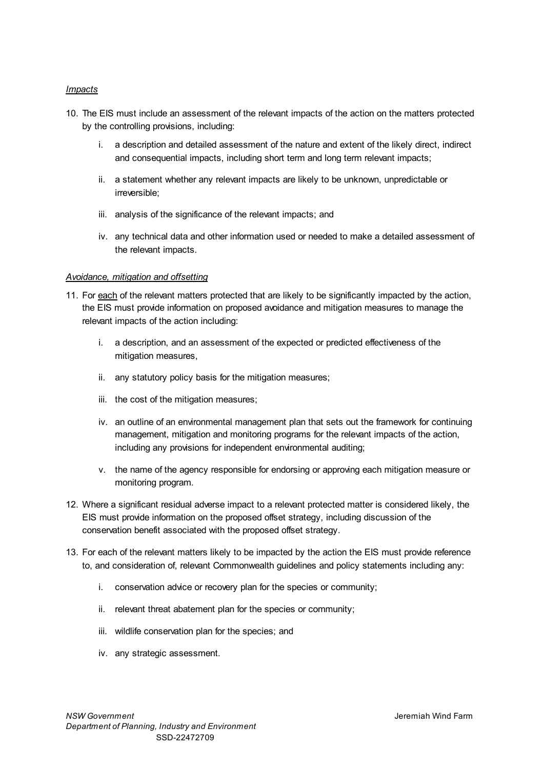*Impacts*

10. The EIS must include an assessment of the relevant impacts of the action on the matters protected by the controlling provisions, including:

    i. a description and detailed assessment of the nature and extent of the likely direct, indirect and consequential impacts, including short term and long term relevant impacts;

    ii. a statement whether any relevant impacts are likely to be unknown, unpredictable or irreversible;

    iii. analysis of the significance of the relevant impacts; and

    iv. any technical data and other information used or needed to make a detailed assessment of the relevant impacts.

*Avoidance, mitigation and offsetting*

11. For each of the relevant matters protected that are likely to be significantly impacted by the action, the EIS must provide information on proposed avoidance and mitigation measures to manage the relevant impacts of the action including:

    i. a description, and an assessment of the expected or predicted effectiveness of the mitigation measures,

    ii. any statutory policy basis for the mitigation measures;

    iii. the cost of the mitigation measures;

    iv. an outline of an environmental management plan that sets out the framework for continuing management, mitigation and monitoring programs for the relevant impacts of the action, including any provisions for independent environmental auditing;

    v. the name of the agency responsible for endorsing or approving each mitigation measure or monitoring program.

12. Where a significant residual adverse impact to a relevant protected matter is considered likely, the EIS must provide information on the proposed offset strategy, including discussion of the conservation benefit associated with the proposed offset strategy.

13. For each of the relevant matters likely to be impacted by the action the EIS must provide reference to, and consideration of, relevant Commonwealth guidelines and policy statements including any:

    i. conservation advice or recovery plan for the species or community;

    ii. relevant threat abatement plan for the species or community;

    iii. wildlife conservation plan for the species; and

    iv. any strategic assessment.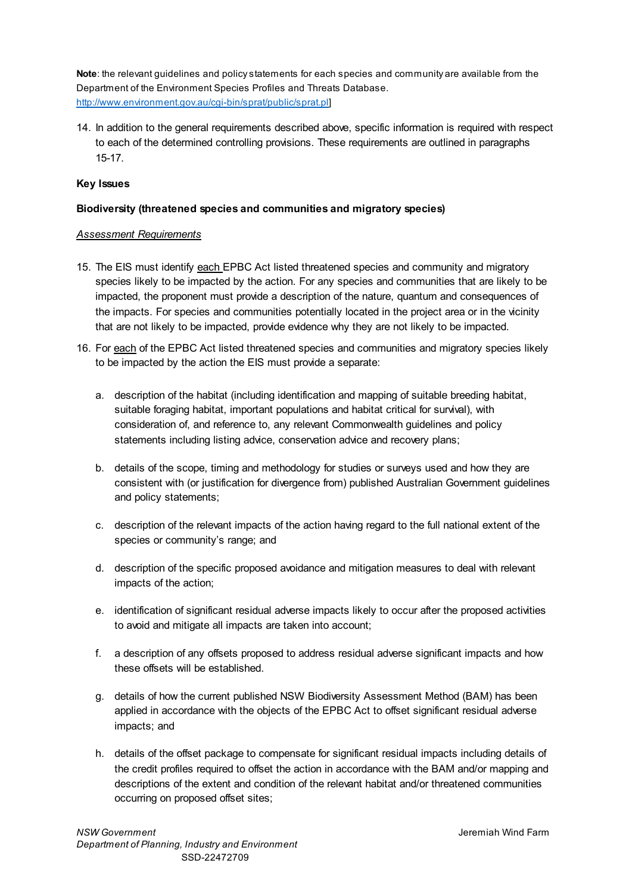**Note**: the relevant guidelines and policy statements for each species and community are available from the Department of the Environment Species Profiles and Threats Database. http://www.environment.gov.au/cgi-bin/sprat/public/sprat.pl]

14. In addition to the general requirements described above, specific information is required with respect to each of the determined controlling provisions. These requirements are outlined in paragraphs 15-17.

**Key Issues**

**Biodiversity (threatened species and communities and migratory species)**

*Assessment Requirements*

15. The EIS must identify each EPBC Act listed threatened species and community and migratory species likely to be impacted by the action. For any species and communities that are likely to be impacted, the proponent must provide a description of the nature, quantum and consequences of the impacts. For species and communities potentially located in the project area or in the vicinity that are not likely to be impacted, provide evidence why they are not likely to be impacted.

16. For each of the EPBC Act listed threatened species and communities and migratory species likely to be impacted by the action the EIS must provide a separate:

    a. description of the habitat (including identification and mapping of suitable breeding habitat, suitable foraging habitat, important populations and habitat critical for survival), with consideration of, and reference to, any relevant Commonwealth guidelines and policy statements including listing advice, conservation advice and recovery plans;

    b. details of the scope, timing and methodology for studies or surveys used and how they are consistent with (or justification for divergence from) published Australian Government guidelines and policy statements;

    c. description of the relevant impacts of the action having regard to the full national extent of the species or community's range; and

    d. description of the specific proposed avoidance and mitigation measures to deal with relevant impacts of the action;

    e. identification of significant residual adverse impacts likely to occur after the proposed activities to avoid and mitigate all impacts are taken into account;

    f. a description of any offsets proposed to address residual adverse significant impacts and how these offsets will be established.

    g. details of how the current published NSW Biodiversity Assessment Method (BAM) has been applied in accordance with the objects of the EPBC Act to offset significant residual adverse impacts; and

    h. details of the offset package to compensate for significant residual impacts including details of the credit profiles required to offset the action in accordance with the BAM and/or mapping and descriptions of the extent and condition of the relevant habitat and/or threatened communities occurring on proposed offset sites;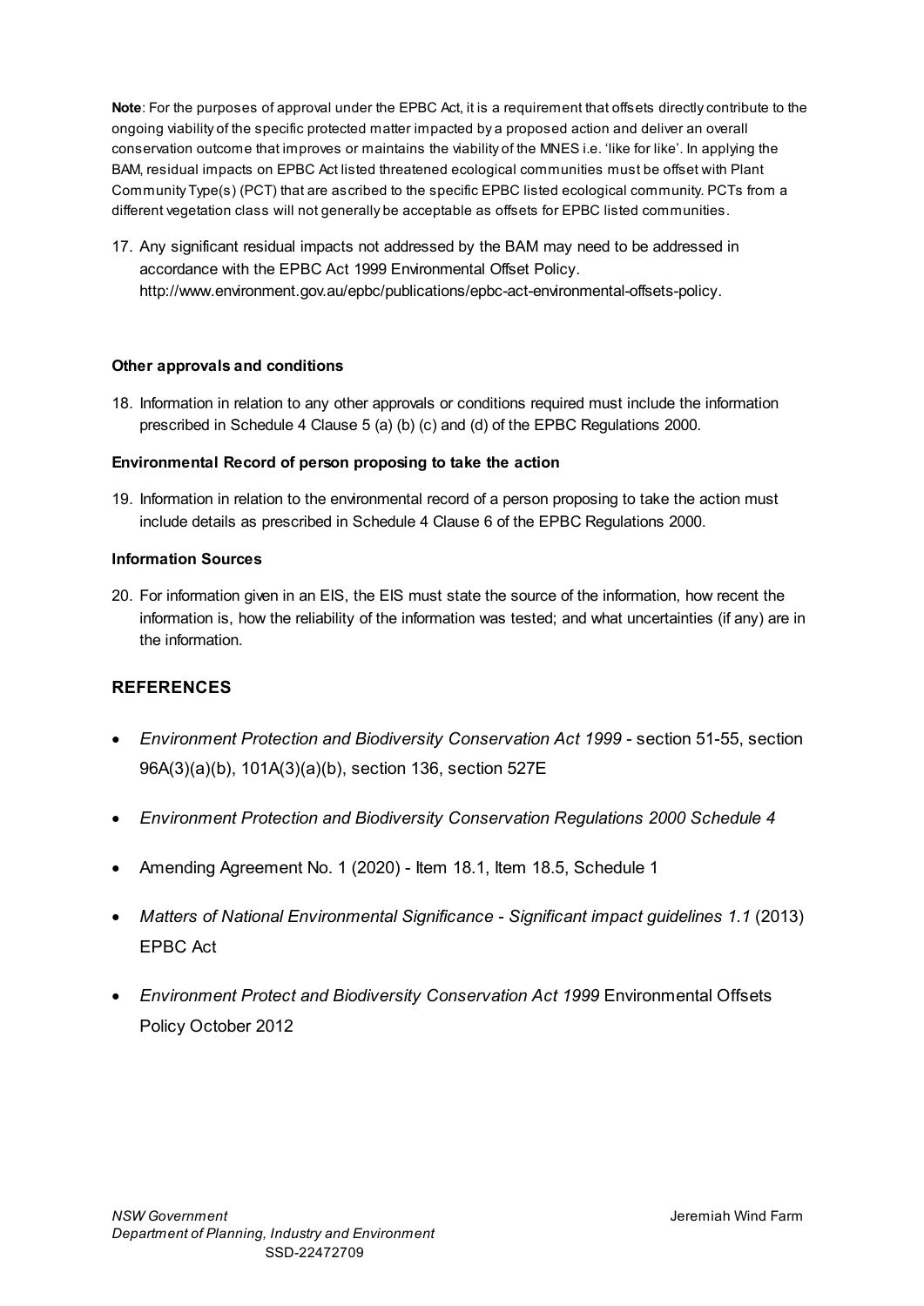**Note**: For the purposes of approval under the EPBC Act, it is a requirement that offsets directly contribute to the ongoing viability of the specific protected matter impacted by a proposed action and deliver an overall conservation outcome that improves or maintains the viability of the MNES i.e. 'like for like'. In applying the BAM, residual impacts on EPBC Act listed threatened ecological communities must be offset with Plant Community Type(s) (PCT) that are ascribed to the specific EPBC listed ecological community. PCTs from a different vegetation class will not generally be acceptable as offsets for EPBC listed communities.

17. Any significant residual impacts not addressed by the BAM may need to be addressed in accordance with the EPBC Act 1999 Environmental Offset Policy. http://www.environment.gov.au/epbc/publications/epbc-act-environmental-offsets-policy.

**Other approvals and conditions**

18. Information in relation to any other approvals or conditions required must include the information prescribed in Schedule 4 Clause 5 (a) (b) (c) and (d) of the EPBC Regulations 2000.

**Environmental Record of person proposing to take the action**

19. Information in relation to the environmental record of a person proposing to take the action must include details as prescribed in Schedule 4 Clause 6 of the EPBC Regulations 2000.

**Information Sources**

20. For information given in an EIS, the EIS must state the source of the information, how recent the information is, how the reliability of the information was tested; and what uncertainties (if any) are in the information.

## REFERENCES

- *Environment Protection and Biodiversity Conservation Act 1999* - section 51-55, section 96A(3)(a)(b), 101A(3)(a)(b), section 136, section 527E
- *Environment Protection and Biodiversity Conservation Regulations 2000 Schedule 4*
- Amending Agreement No. 1 (2020) - Item 18.1, Item 18.5, Schedule 1
- *Matters of National Environmental Significance - Significant impact guidelines 1.1* (2013) EPBC Act
- *Environment Protect and Biodiversity Conservation Act 1999* Environmental Offsets Policy October 2012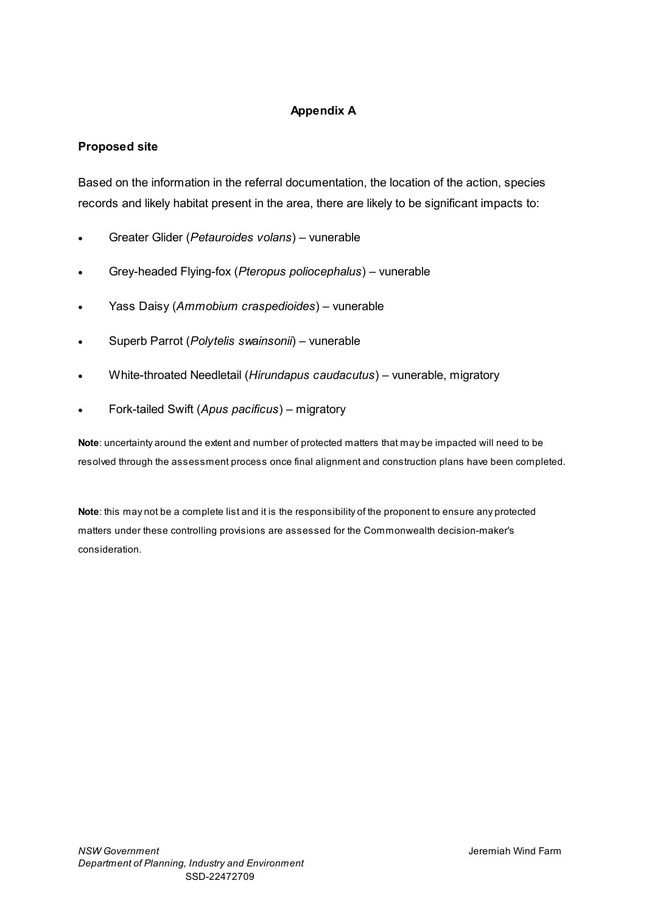**Appendix A**

**Proposed site**

Based on the information in the referral documentation, the location of the action, species records and likely habitat present in the area, there are likely to be significant impacts to:

- Greater Glider (*Petauroides volans*) – vunerable
- Grey-headed Flying-fox (*Pteropus poliocephalus*) – vunerable
- Yass Daisy (*Ammobium craspedioides*) – vunerable
- Superb Parrot (*Polytelis swainsonii*) – vunerable
- White-throated Needletail (*Hirundapus caudacutus*) – vunerable, migratory
- Fork-tailed Swift (*Apus pacificus*) – migratory

**Note**: uncertainty around the extent and number of protected matters that may be impacted will need to be resolved through the assessment process once final alignment and construction plans have been completed.

**Note**: this may not be a complete list and it is the responsibility of the proponent to ensure any protected matters under these controlling provisions are assessed for the Commonwealth decision-maker's consideration.